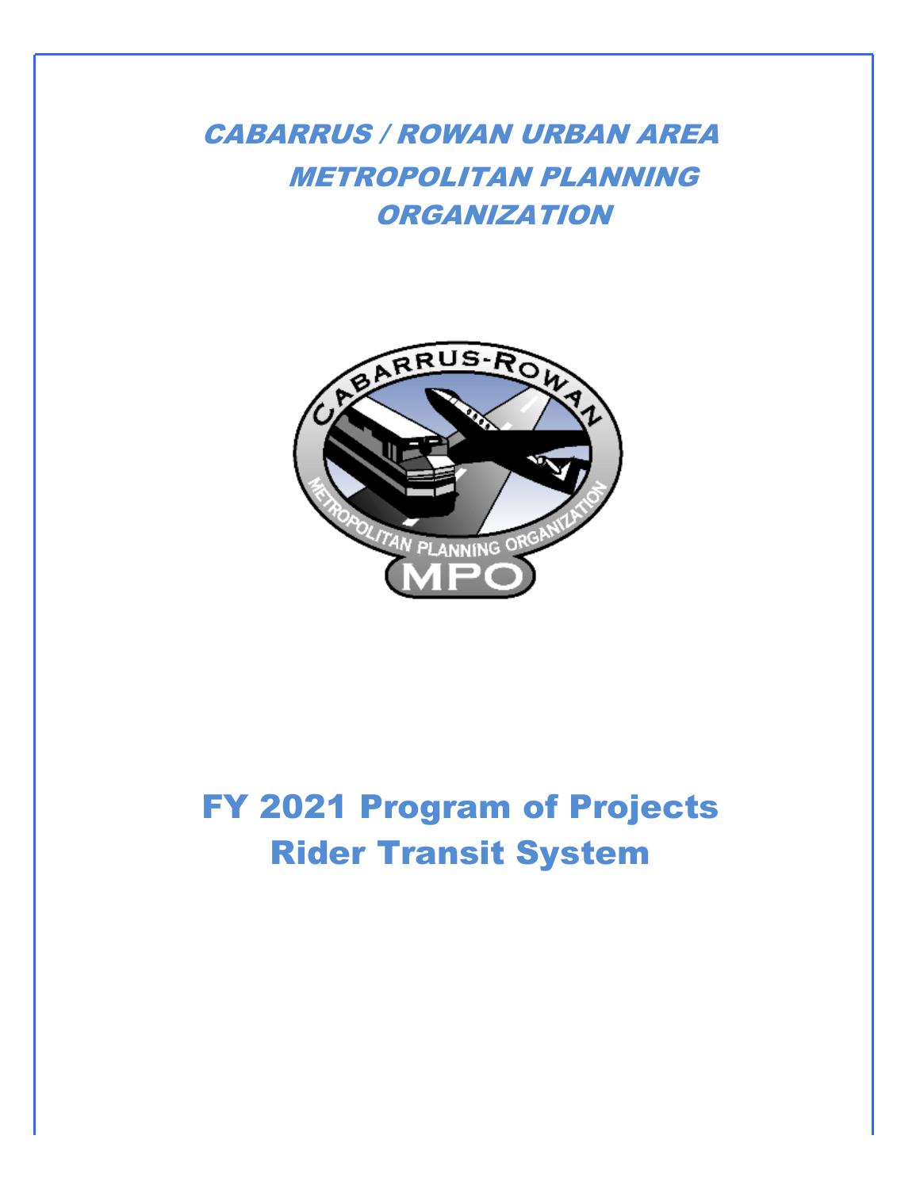# CABARRUS / ROWAN URBAN AREA METROPOLITAN PLANNING ORGANIZATION

# FY 2021 Program of Projects
# Rider Transit System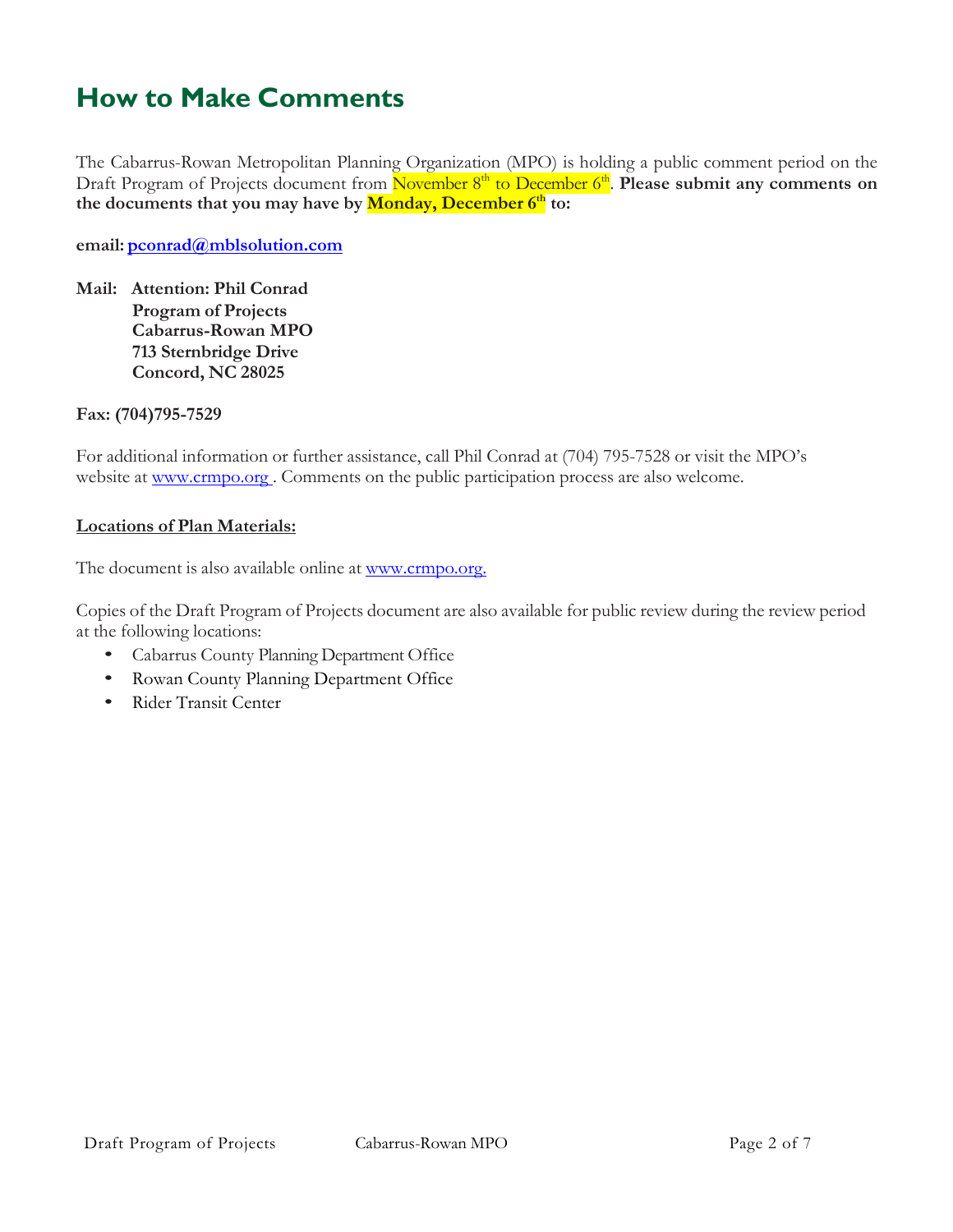# How to Make Comments

The Cabarrus-Rowan Metropolitan Planning Organization (MPO) is holding a public comment period on the Draft Program of Projects document from November 8th to December 6th. **Please submit any comments on the documents that you may have by Monday, December 6th to:**

**email: pconrad@mblsolution.com**

**Mail: Attention: Phil Conrad**
**Program of Projects**
**Cabarrus-Rowan MPO**
**713 Sternbridge Drive**
**Concord, NC 28025**

**Fax: (704)795-7529**

For additional information or further assistance, call Phil Conrad at (704) 795-7528 or visit the MPO's website at www.crmpo.org . Comments on the public participation process are also welcome.

**Locations of Plan Materials:**

The document is also available online at www.crmpo.org.

Copies of the Draft Program of Projects document are also available for public review during the review period at the following locations:

- Cabarrus County Planning Department Office
- Rowan County Planning Department Office
- Rider Transit Center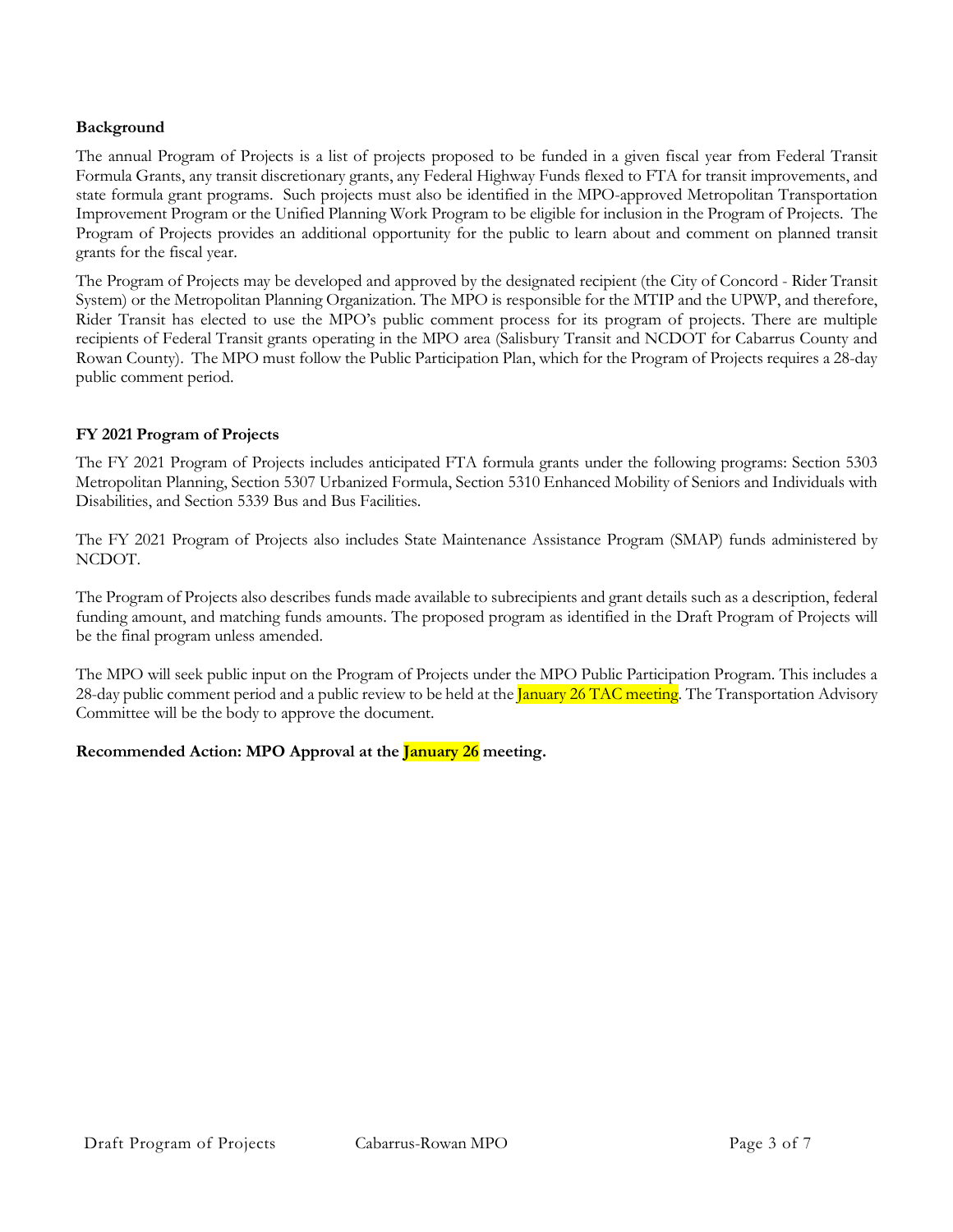**Background**

The annual Program of Projects is a list of projects proposed to be funded in a given fiscal year from Federal Transit Formula Grants, any transit discretionary grants, any Federal Highway Funds flexed to FTA for transit improvements, and state formula grant programs. Such projects must also be identified in the MPO-approved Metropolitan Transportation Improvement Program or the Unified Planning Work Program to be eligible for inclusion in the Program of Projects. The Program of Projects provides an additional opportunity for the public to learn about and comment on planned transit grants for the fiscal year.

The Program of Projects may be developed and approved by the designated recipient (the City of Concord - Rider Transit System) or the Metropolitan Planning Organization. The MPO is responsible for the MTIP and the UPWP, and therefore, Rider Transit has elected to use the MPO's public comment process for its program of projects. There are multiple recipients of Federal Transit grants operating in the MPO area (Salisbury Transit and NCDOT for Cabarrus County and Rowan County). The MPO must follow the Public Participation Plan, which for the Program of Projects requires a 28-day public comment period.

**FY 2021 Program of Projects**

The FY 2021 Program of Projects includes anticipated FTA formula grants under the following programs: Section 5303 Metropolitan Planning, Section 5307 Urbanized Formula, Section 5310 Enhanced Mobility of Seniors and Individuals with Disabilities, and Section 5339 Bus and Bus Facilities.

The FY 2021 Program of Projects also includes State Maintenance Assistance Program (SMAP) funds administered by NCDOT.

The Program of Projects also describes funds made available to subrecipients and grant details such as a description, federal funding amount, and matching funds amounts. The proposed program as identified in the Draft Program of Projects will be the final program unless amended.

The MPO will seek public input on the Program of Projects under the MPO Public Participation Program. This includes a 28-day public comment period and a public review to be held at the January 26 TAC meeting. The Transportation Advisory Committee will be the body to approve the document.

**Recommended Action: MPO Approval at the January 26 meeting.**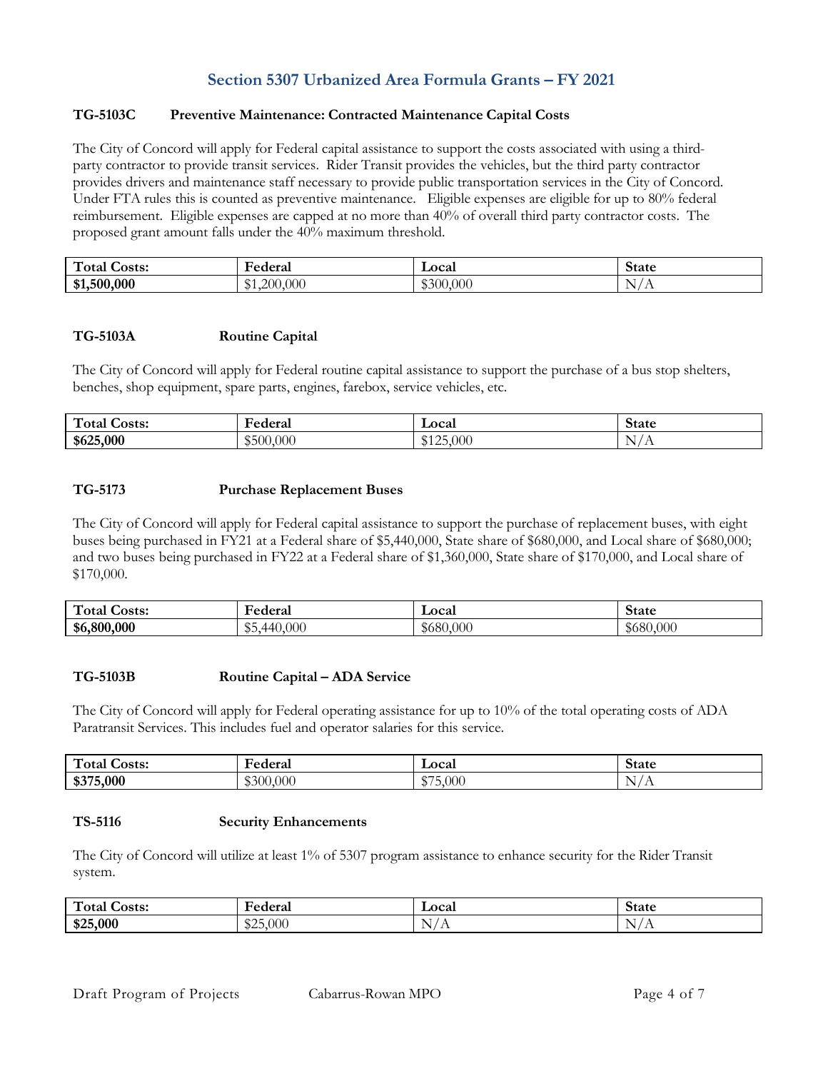## Section 5307 Urbanized Area Formula Grants – FY 2021

### TG-5103C Preventive Maintenance: Contracted Maintenance Capital Costs

The City of Concord will apply for Federal capital assistance to support the costs associated with using a third-party contractor to provide transit services. Rider Transit provides the vehicles, but the third party contractor provides drivers and maintenance staff necessary to provide public transportation services in the City of Concord. Under FTA rules this is counted as preventive maintenance. Eligible expenses are eligible for up to 80% federal reimbursement. Eligible expenses are capped at no more than 40% of overall third party contractor costs. The proposed grant amount falls under the 40% maximum threshold.

| Total Costs: | Federal | Local | State |
|---|---|---|---|
| **$1,500,000** | $1,200,000 | $300,000 | N/A |

### TG-5103A Routine Capital

The City of Concord will apply for Federal routine capital assistance to support the purchase of a bus stop shelters, benches, shop equipment, spare parts, engines, farebox, service vehicles, etc.

| Total Costs: | Federal | Local | State |
|---|---|---|---|
| **$625,000** | $500,000 | $125,000 | N/A |

### TG-5173 Purchase Replacement Buses

The City of Concord will apply for Federal capital assistance to support the purchase of replacement buses, with eight buses being purchased in FY21 at a Federal share of $5,440,000, State share of $680,000, and Local share of $680,000; and two buses being purchased in FY22 at a Federal share of $1,360,000, State share of $170,000, and Local share of $170,000.

| Total Costs: | Federal | Local | State |
|---|---|---|---|
| **$6,800,000** | $5,440,000 | $680,000 | $680,000 |

### TG-5103B Routine Capital – ADA Service

The City of Concord will apply for Federal operating assistance for up to 10% of the total operating costs of ADA Paratransit Services. This includes fuel and operator salaries for this service.

| Total Costs: | Federal | Local | State |
|---|---|---|---|
| **$375,000** | $300,000 | $75,000 | N/A |

### TS-5116 Security Enhancements

The City of Concord will utilize at least 1% of 5307 program assistance to enhance security for the Rider Transit system.

| Total Costs: | Federal | Local | State |
|---|---|---|---|
| **$25,000** | $25,000 | N/A | N/A |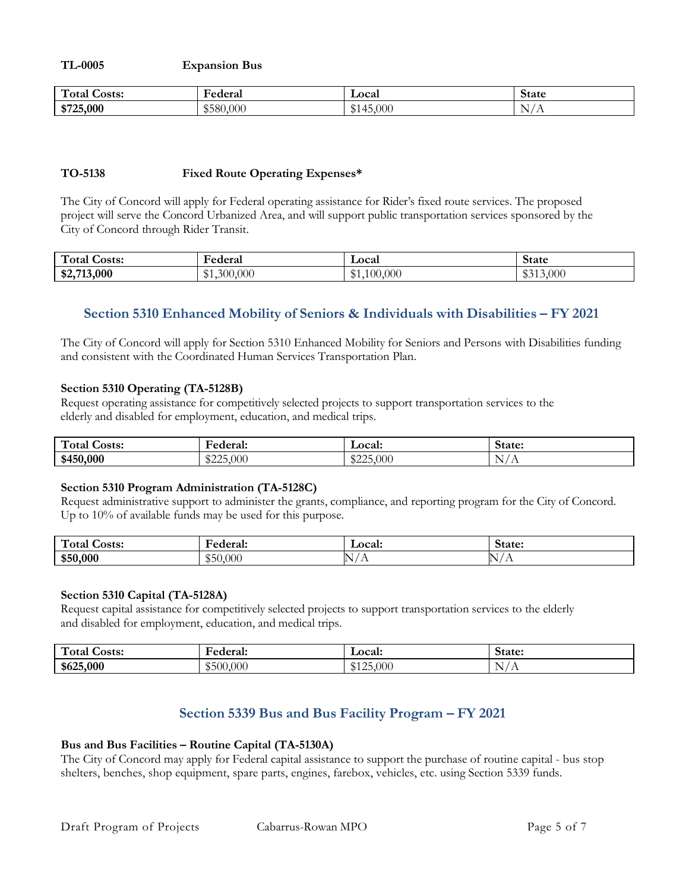**TL-0005 Expansion Bus**

| Total Costs: | Federal | Local | State |
|---|---|---|---|
| **$725,000** | $580,000 | $145,000 | N/A |

**TO-5138 Fixed Route Operating Expenses***

The City of Concord will apply for Federal operating assistance for Rider's fixed route services. The proposed project will serve the Concord Urbanized Area, and will support public transportation services sponsored by the City of Concord through Rider Transit.

| Total Costs: | Federal | Local | State |
|---|---|---|---|
| **$2,713,000** | $1,300,000 | $1,100,000 | $313,000 |

## Section 5310 Enhanced Mobility of Seniors & Individuals with Disabilities – FY 2021

The City of Concord will apply for Section 5310 Enhanced Mobility for Seniors and Persons with Disabilities funding and consistent with the Coordinated Human Services Transportation Plan.

**Section 5310 Operating (TA-5128B)**
Request operating assistance for competitively selected projects to support transportation services to the elderly and disabled for employment, education, and medical trips.

| Total Costs: | Federal: | Local: | State: |
|---|---|---|---|
| **$450,000** | $225,000 | $225,000 | N/A |

**Section 5310 Program Administration (TA-5128C)**
Request administrative support to administer the grants, compliance, and reporting program for the City of Concord. Up to 10% of available funds may be used for this purpose.

| Total Costs: | Federal: | Local: | State: |
|---|---|---|---|
| **$50,000** | $50,000 | N/A | N/A |

**Section 5310 Capital (TA-5128A)**
Request capital assistance for competitively selected projects to support transportation services to the elderly and disabled for employment, education, and medical trips.

| Total Costs: | Federal: | Local: | State: |
|---|---|---|---|
| **$625,000** | $500,000 | $125,000 | N/A |

## Section 5339 Bus and Bus Facility Program – FY 2021

**Bus and Bus Facilities – Routine Capital (TA-5130A)**
The City of Concord may apply for Federal capital assistance to support the purchase of routine capital - bus stop shelters, benches, shop equipment, spare parts, engines, farebox, vehicles, etc. using Section 5339 funds.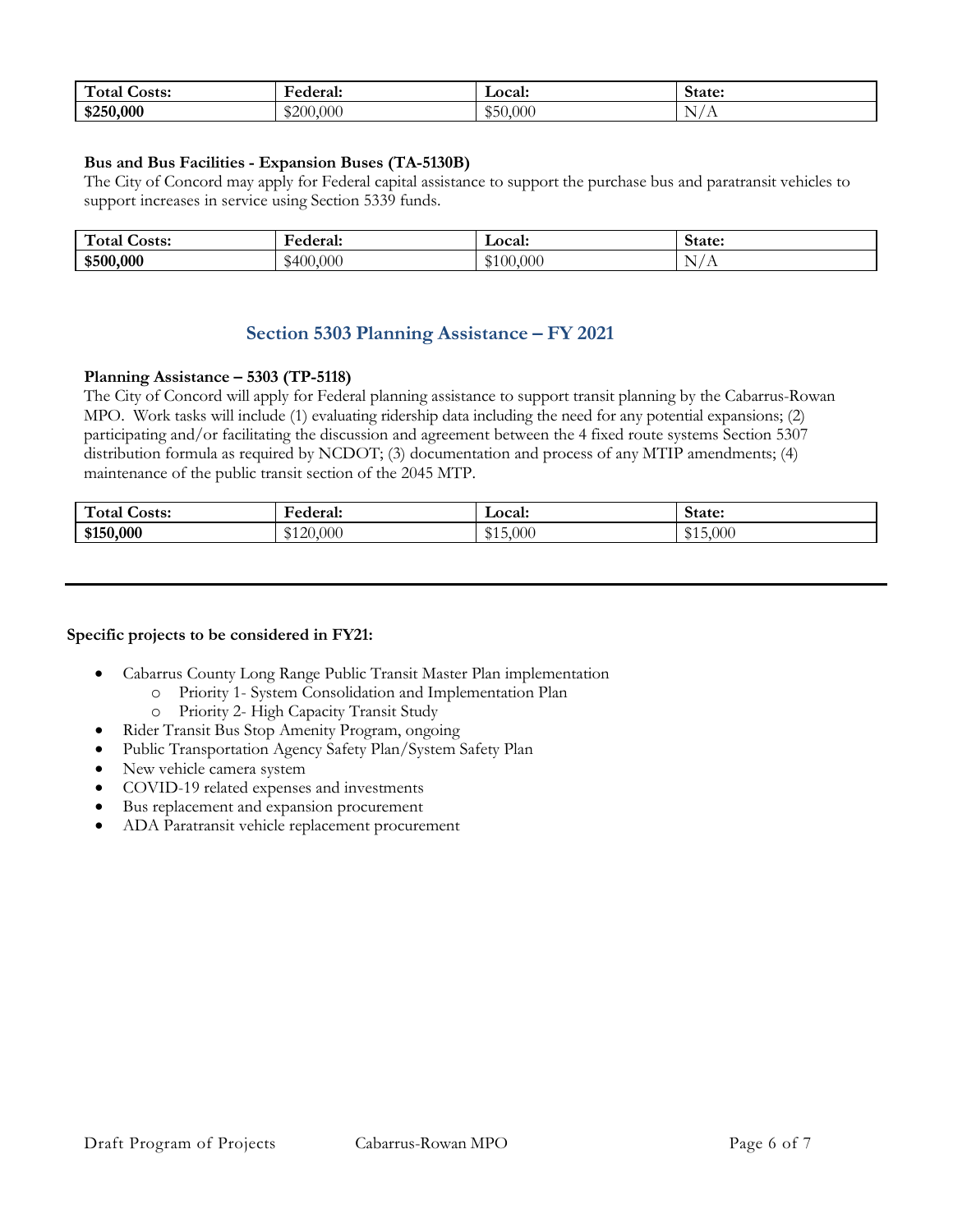| Total Costs: | Federal: | Local: | State: |
|---|---|---|---|
| **$250,000** | $200,000 | $50,000 | N/A |

**Bus and Bus Facilities - Expansion Buses (TA-5130B)**
The City of Concord may apply for Federal capital assistance to support the purchase bus and paratransit vehicles to support increases in service using Section 5339 funds.

| Total Costs: | Federal: | Local: | State: |
|---|---|---|---|
| **$500,000** | $400,000 | $100,000 | N/A |

## Section 5303 Planning Assistance – FY 2021

**Planning Assistance – 5303 (TP-5118)**
The City of Concord will apply for Federal planning assistance to support transit planning by the Cabarrus-Rowan MPO. Work tasks will include (1) evaluating ridership data including the need for any potential expansions; (2) participating and/or facilitating the discussion and agreement between the 4 fixed route systems Section 5307 distribution formula as required by NCDOT; (3) documentation and process of any MTIP amendments; (4) maintenance of the public transit section of the 2045 MTP.

| Total Costs: | Federal: | Local: | State: |
|---|---|---|---|
| **$150,000** | $120,000 | $15,000 | $15,000 |

---

**Specific projects to be considered in FY21:**

- Cabarrus County Long Range Public Transit Master Plan implementation
  - Priority 1- System Consolidation and Implementation Plan
  - Priority 2- High Capacity Transit Study
- Rider Transit Bus Stop Amenity Program, ongoing
- Public Transportation Agency Safety Plan/System Safety Plan
- New vehicle camera system
- COVID-19 related expenses and investments
- Bus replacement and expansion procurement
- ADA Paratransit vehicle replacement procurement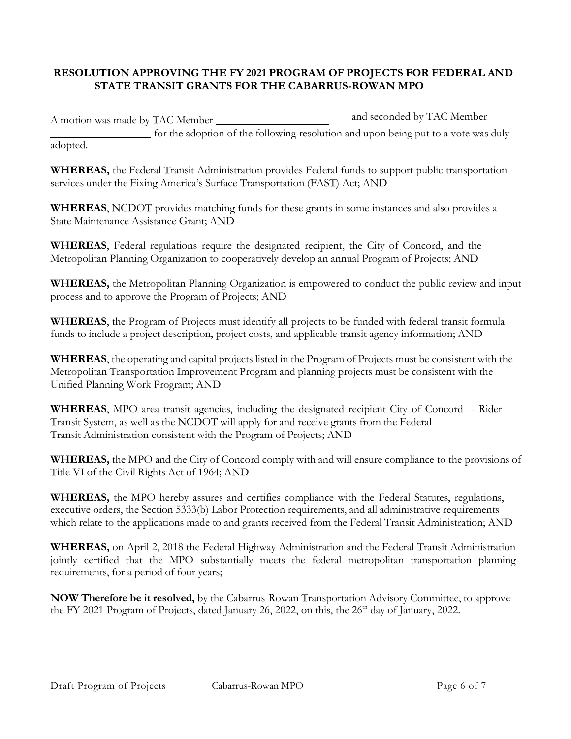**RESOLUTION APPROVING THE FY 2021 PROGRAM OF PROJECTS FOR FEDERAL AND STATE TRANSIT GRANTS FOR THE CABARRUS-ROWAN MPO**

A motion was made by TAC Member ____________________ and seconded by TAC Member __________________ for the adoption of the following resolution and upon being put to a vote was duly adopted.

**WHEREAS,** the Federal Transit Administration provides Federal funds to support public transportation services under the Fixing America's Surface Transportation (FAST) Act; AND

**WHEREAS**, NCDOT provides matching funds for these grants in some instances and also provides a State Maintenance Assistance Grant; AND

**WHEREAS**, Federal regulations require the designated recipient, the City of Concord, and the Metropolitan Planning Organization to cooperatively develop an annual Program of Projects; AND

**WHEREAS,** the Metropolitan Planning Organization is empowered to conduct the public review and input process and to approve the Program of Projects; AND

**WHEREAS**, the Program of Projects must identify all projects to be funded with federal transit formula funds to include a project description, project costs, and applicable transit agency information; AND

**WHEREAS**, the operating and capital projects listed in the Program of Projects must be consistent with the Metropolitan Transportation Improvement Program and planning projects must be consistent with the Unified Planning Work Program; AND

**WHEREAS**, MPO area transit agencies, including the designated recipient City of Concord -- Rider Transit System, as well as the NCDOT will apply for and receive grants from the Federal Transit Administration consistent with the Program of Projects; AND

**WHEREAS,** the MPO and the City of Concord comply with and will ensure compliance to the provisions of Title VI of the Civil Rights Act of 1964; AND

**WHEREAS,** the MPO hereby assures and certifies compliance with the Federal Statutes, regulations, executive orders, the Section 5333(b) Labor Protection requirements, and all administrative requirements which relate to the applications made to and grants received from the Federal Transit Administration; AND

**WHEREAS,** on April 2, 2018 the Federal Highway Administration and the Federal Transit Administration jointly certified that the MPO substantially meets the federal metropolitan transportation planning requirements, for a period of four years;

**NOW Therefore be it resolved,** by the Cabarrus-Rowan Transportation Advisory Committee, to approve the FY 2021 Program of Projects, dated January 26, 2022, on this, the 26th day of January, 2022.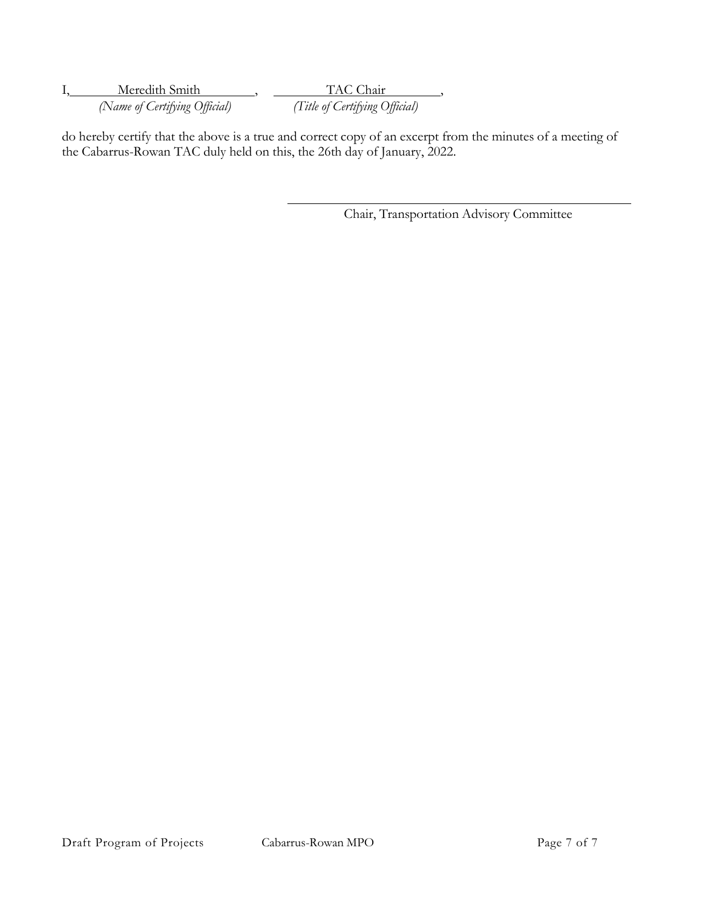I, Meredith Smith, TAC Chair,
*(Name of Certifying Official)* *(Title of Certifying Official)*

do hereby certify that the above is a true and correct copy of an excerpt from the minutes of a meeting of the Cabarrus-Rowan TAC duly held on this, the 26th day of January, 2022.

\_\_\_\_\_\_\_\_\_\_\_\_\_\_\_\_\_\_\_\_\_\_\_\_\_\_\_\_\_\_\_\_\_\_\_\_\_\_\_\_

Chair, Transportation Advisory Committee